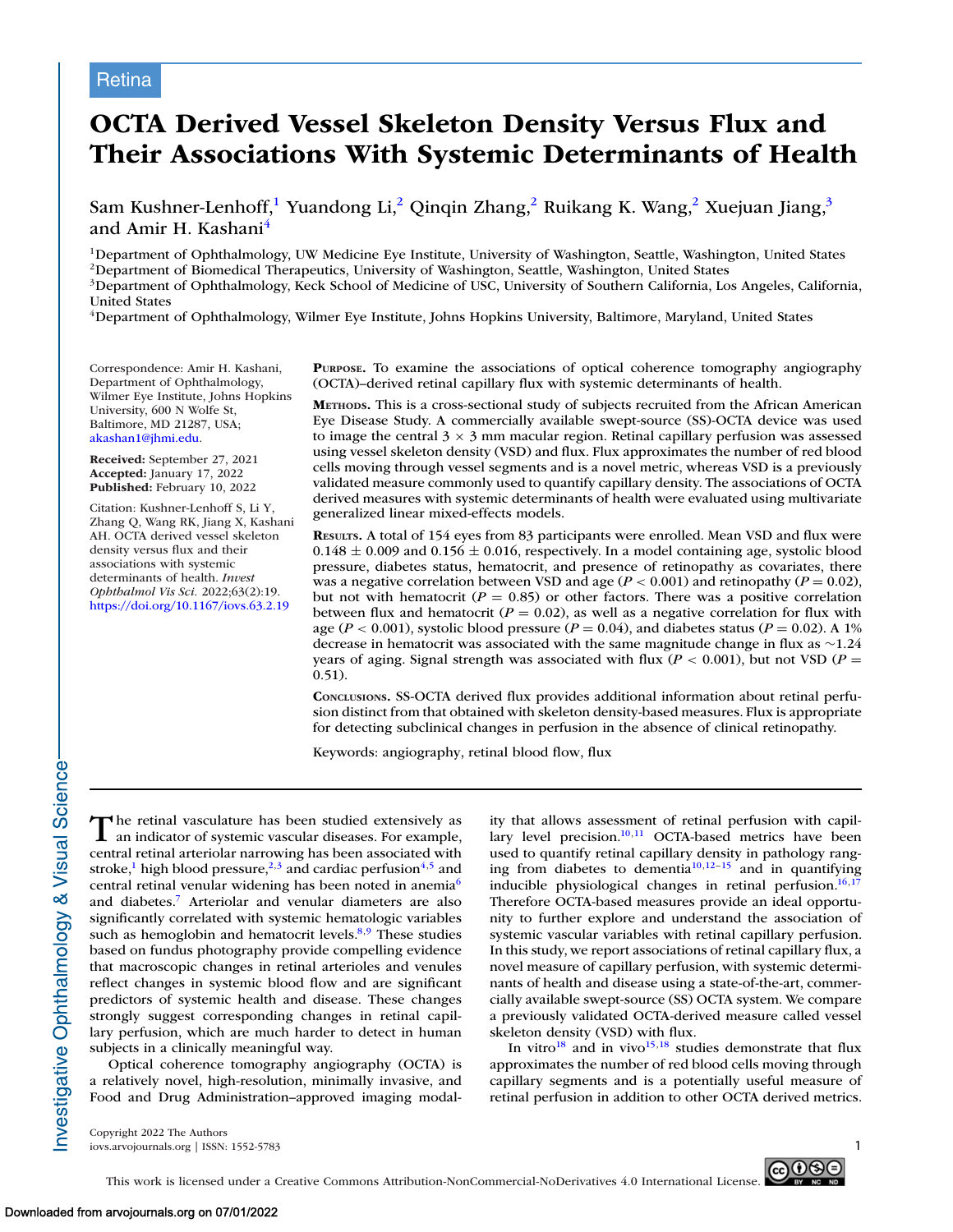Retina

# OCTA Derived Vessel Skeleton Density Versus Flux and Their Associations With Systemic Determinants of Health

Sam Kushner-Lenhoff,[1] Yuandong Li,[2] Qinqin Zhang,[2] Ruikang K. Wang,[2] Xuejuan Jiang,[3] and Amir H. Kashani[4]

[1]Department of Ophthalmology, UW Medicine Eye Institute, University of Washington, Seattle, Washington, United States
[2]Department of Biomedical Therapeutics, University of Washington, Seattle, Washington, United States
[3]Department of Ophthalmology, Keck School of Medicine of USC, University of Southern California, Los Angeles, California, United States
[4]Department of Ophthalmology, Wilmer Eye Institute, Johns Hopkins University, Baltimore, Maryland, United States

Correspondence: Amir H. Kashani, Department of Ophthalmology, Wilmer Eye Institute, Johns Hopkins University, 600 N Wolfe St, Baltimore, MD 21287, USA; akashan1@jhmi.edu.

**Received:** September 27, 2021
**Accepted:** January 17, 2022
**Published:** February 10, 2022

Citation: Kushner-Lenhoff S, Li Y, Zhang Q, Wang RK, Jiang X, Kashani AH. OCTA derived vessel skeleton density versus flux and their associations with systemic determinants of health. *Invest Ophthalmol Vis Sci.* 2022;63(2):19. https://doi.org/10.1167/iovs.63.2.19

**Purpose.** To examine the associations of optical coherence tomography angiography (OCTA)–derived retinal capillary flux with systemic determinants of health.

**Methods.** This is a cross-sectional study of subjects recruited from the African American Eye Disease Study. A commercially available swept-source (SS)-OCTA device was used to image the central 3 × 3 mm macular region. Retinal capillary perfusion was assessed using vessel skeleton density (VSD) and flux. Flux approximates the number of red blood cells moving through vessel segments and is a novel metric, whereas VSD is a previously validated measure commonly used to quantify capillary density. The associations of OCTA derived measures with systemic determinants of health were evaluated using multivariate generalized linear mixed-effects models.

**Results.** A total of 154 eyes from 83 participants were enrolled. Mean VSD and flux were $0.148 \pm 0.009$ and $0.156 \pm 0.016$, respectively. In a model containing age, systolic blood pressure, diabetes status, hematocrit, and presence of retinopathy as covariates, there was a negative correlation between VSD and age ($P < 0.001$) and retinopathy ($P = 0.02$), but not with hematocrit ($P = 0.85$) or other factors. There was a positive correlation between flux and hematocrit ($P = 0.02$), as well as a negative correlation for flux with age ($P < 0.001$), systolic blood pressure ($P = 0.04$), and diabetes status ($P = 0.02$). A 1% decrease in hematocrit was associated with the same magnitude change in flux as ∼1.24 years of aging. Signal strength was associated with flux ($P < 0.001$), but not VSD ($P = 0.51$).

**Conclusions.** SS-OCTA derived flux provides additional information about retinal perfusion distinct from that obtained with skeleton density-based measures. Flux is appropriate for detecting subclinical changes in perfusion in the absence of clinical retinopathy.

Keywords: angiography, retinal blood flow, flux

The retinal vasculature has been studied extensively as an indicator of systemic vascular diseases. For example, central retinal arteriolar narrowing has been associated with stroke,[1] high blood pressure,[2,3] and cardiac perfusion[4,5] and central retinal venular widening has been noted in anemia[6] and diabetes.[7] Arteriolar and venular diameters are also significantly correlated with systemic hematologic variables such as hemoglobin and hematocrit levels.[8,9] These studies based on fundus photography provide compelling evidence that macroscopic changes in retinal arterioles and venules reflect changes in systemic blood flow and are significant predictors of systemic health and disease. These changes strongly suggest corresponding changes in retinal capillary perfusion, which are much harder to detect in human subjects in a clinically meaningful way.

Optical coherence tomography angiography (OCTA) is a relatively novel, high-resolution, minimally invasive, and Food and Drug Administration–approved imaging modality that allows assessment of retinal perfusion with capillary level precision.[10,11] OCTA-based metrics have been used to quantify retinal capillary density in pathology ranging from diabetes to dementia[10,12–15] and in quantifying inducible physiological changes in retinal perfusion.[16,17] Therefore OCTA-based measures provide an ideal opportunity to further explore and understand the association of systemic vascular variables with retinal capillary perfusion. In this study, we report associations of retinal capillary flux, a novel measure of capillary perfusion, with systemic determinants of health and disease using a state-of-the-art, commercially available swept-source (SS) OCTA system. We compare a previously validated OCTA-derived measure called vessel skeleton density (VSD) with flux.

In vitro[18] and in vivo[15,18] studies demonstrate that flux approximates the number of red blood cells moving through capillary segments and is a potentially useful measure of retinal perfusion in addition to other OCTA derived metrics.

Copyright 2022 The Authors
iovs.arvojournals.org | ISSN: 1552-5783

This work is licensed under a Creative Commons Attribution-NonCommercial-NoDerivatives 4.0 International License.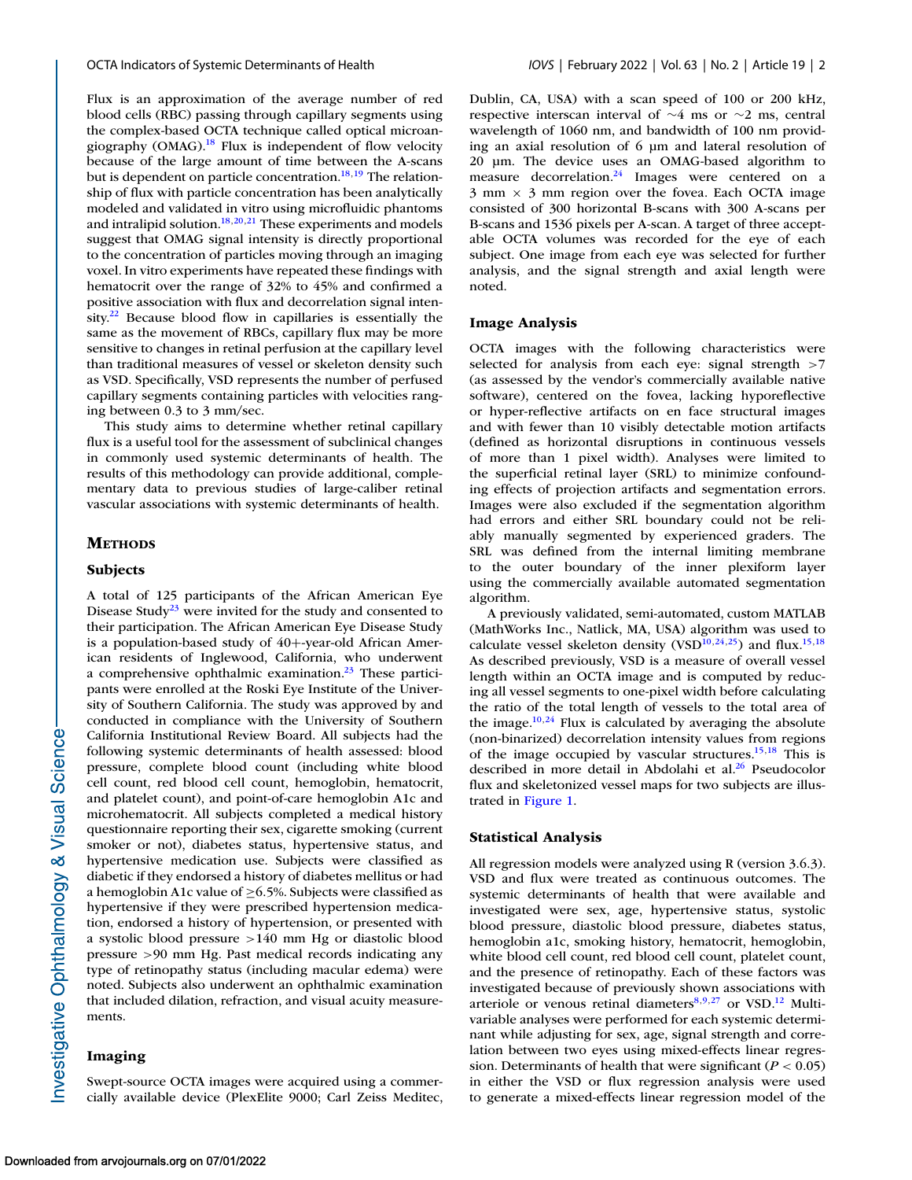Flux is an approximation of the average number of red blood cells (RBC) passing through capillary segments using the complex-based OCTA technique called optical microangiography (OMAG).[18] Flux is independent of flow velocity because of the large amount of time between the A-scans but is dependent on particle concentration.[18,19] The relationship of flux with particle concentration has been analytically modeled and validated in vitro using microfluidic phantoms and intralipid solution.[18,20,21] These experiments and models suggest that OMAG signal intensity is directly proportional to the concentration of particles moving through an imaging voxel. In vitro experiments have repeated these findings with hematocrit over the range of 32% to 45% and confirmed a positive association with flux and decorrelation signal intensity.[22] Because blood flow in capillaries is essentially the same as the movement of RBCs, capillary flux may be more sensitive to changes in retinal perfusion at the capillary level than traditional measures of vessel or skeleton density such as VSD. Specifically, VSD represents the number of perfused capillary segments containing particles with velocities ranging between 0.3 to 3 mm/sec.

This study aims to determine whether retinal capillary flux is a useful tool for the assessment of subclinical changes in commonly used systemic determinants of health. The results of this methodology can provide additional, complementary data to previous studies of large-caliber retinal vascular associations with systemic determinants of health.

## Methods

### Subjects

A total of 125 participants of the African American Eye Disease Study[23] were invited for the study and consented to their participation. The African American Eye Disease Study is a population-based study of 40+-year-old African American residents of Inglewood, California, who underwent a comprehensive ophthalmic examination.[23] These participants were enrolled at the Roski Eye Institute of the University of Southern California. The study was approved by and conducted in compliance with the University of Southern California Institutional Review Board. All subjects had the following systemic determinants of health assessed: blood pressure, complete blood count (including white blood cell count, red blood cell count, hemoglobin, hematocrit, and platelet count), and point-of-care hemoglobin A1c and microhematocrit. All subjects completed a medical history questionnaire reporting their sex, cigarette smoking (current smoker or not), diabetes status, hypertensive status, and hypertensive medication use. Subjects were classified as diabetic if they endorsed a history of diabetes mellitus or had a hemoglobin A1c value of ≥6.5%. Subjects were classified as hypertensive if they were prescribed hypertension medication, endorsed a history of hypertension, or presented with a systolic blood pressure >140 mm Hg or diastolic blood pressure >90 mm Hg. Past medical records indicating any type of retinopathy status (including macular edema) were noted. Subjects also underwent an ophthalmic examination that included dilation, refraction, and visual acuity measurements.

### Imaging

Swept-source OCTA images were acquired using a commercially available device (PlexElite 9000; Carl Zeiss Meditec, Dublin, CA, USA) with a scan speed of 100 or 200 kHz, respective interscan interval of ~4 ms or ~2 ms, central wavelength of 1060 nm, and bandwidth of 100 nm providing an axial resolution of 6 µm and lateral resolution of 20 µm. The device uses an OMAG-based algorithm to measure decorrelation.[24] Images were centered on a 3 mm × 3 mm region over the fovea. Each OCTA image consisted of 300 horizontal B-scans with 300 A-scans per B-scans and 1536 pixels per A-scan. A target of three acceptable OCTA volumes was recorded for the eye of each subject. One image from each eye was selected for further analysis, and the signal strength and axial length were noted.

### Image Analysis

OCTA images with the following characteristics were selected for analysis from each eye: signal strength >7 (as assessed by the vendor's commercially available native software), centered on the fovea, lacking hyporeflective or hyper-reflective artifacts on en face structural images and with fewer than 10 visibly detectable motion artifacts (defined as horizontal disruptions in continuous vessels of more than 1 pixel width). Analyses were limited to the superficial retinal layer (SRL) to minimize confounding effects of projection artifacts and segmentation errors. Images were also excluded if the segmentation algorithm had errors and either SRL boundary could not be reliably manually segmented by experienced graders. The SRL was defined from the internal limiting membrane to the outer boundary of the inner plexiform layer using the commercially available automated segmentation algorithm.

A previously validated, semi-automated, custom MATLAB (MathWorks Inc., Natlick, MA, USA) algorithm was used to calculate vessel skeleton density (VSD[10,24,25]) and flux.[15,18] As described previously, VSD is a measure of overall vessel length within an OCTA image and is computed by reducing all vessel segments to one-pixel width before calculating the ratio of the total length of vessels to the total area of the image.[10,24] Flux is calculated by averaging the absolute (non-binarized) decorrelation intensity values from regions of the image occupied by vascular structures.[15,18] This is described in more detail in Abdolahi et al.[26] Pseudocolor flux and skeletonized vessel maps for two subjects are illustrated in Figure 1.

### Statistical Analysis

All regression models were analyzed using R (version 3.6.3). VSD and flux were treated as continuous outcomes. The systemic determinants of health that were available and investigated were sex, age, hypertensive status, systolic blood pressure, diastolic blood pressure, diabetes status, hemoglobin a1c, smoking history, hematocrit, hemoglobin, white blood cell count, red blood cell count, platelet count, and the presence of retinopathy. Each of these factors was investigated because of previously shown associations with arteriole or venous retinal diameters[8,9,27] or VSD.[12] Multivariable analyses were performed for each systemic determinant while adjusting for sex, age, signal strength and correlation between two eyes using mixed-effects linear regression. Determinants of health that were significant ($P < 0.05$) in either the VSD or flux regression analysis were used to generate a mixed-effects linear regression model of the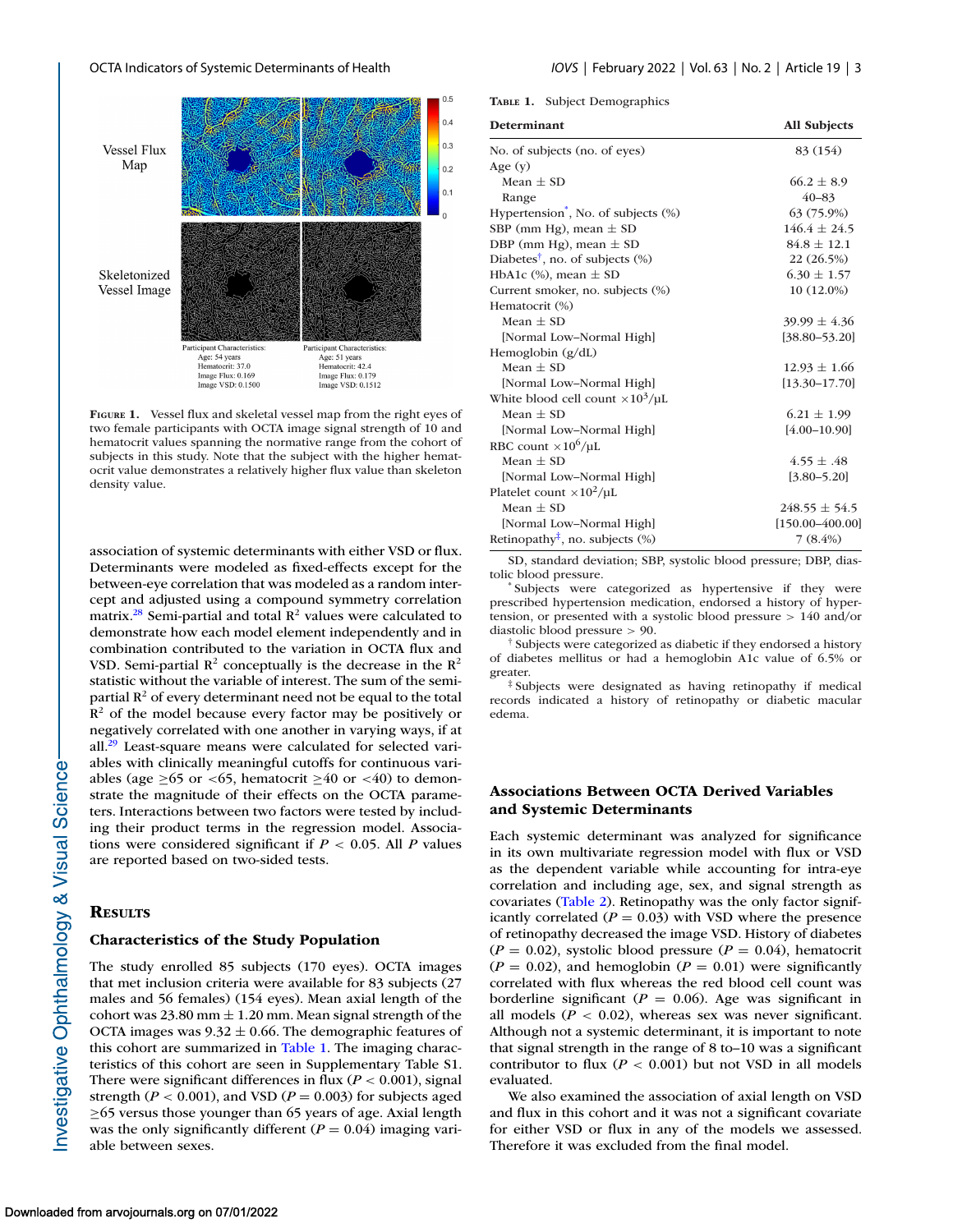FIGURE 1. Vessel flux and skeletal vessel map from the right eyes of two female participants with OCTA image signal strength of 10 and hematocrit values spanning the normative range from the cohort of subjects in this study. Note that the subject with the higher hematocrit value demonstrates a relatively higher flux value than skeleton density value.

association of systemic determinants with either VSD or flux. Determinants were modeled as fixed-effects except for the between-eye correlation that was modeled as a random intercept and adjusted using a compound symmetry correlation matrix.[28] Semi-partial and total $R^2$ values were calculated to demonstrate how each model element independently and in combination contributed to the variation in OCTA flux and VSD. Semi-partial $R^2$ conceptually is the decrease in the $R^2$ statistic without the variable of interest. The sum of the semi-partial $R^2$ of every determinant need not be equal to the total $R^2$ of the model because every factor may be positively or negatively correlated with one another in varying ways, if at all.[29] Least-square means were calculated for selected variables with clinically meaningful cutoffs for continuous variables (age ≥65 or <65, hematocrit ≥40 or <40) to demonstrate the magnitude of their effects on the OCTA parameters. Interactions between two factors were tested by including their product terms in the regression model. Associations were considered significant if $P < 0.05$. All $P$ values are reported based on two-sided tests.

## RESULTS

### Characteristics of the Study Population

The study enrolled 85 subjects (170 eyes). OCTA images that met inclusion criteria were available for 83 subjects (27 males and 56 females) (154 eyes). Mean axial length of the cohort was 23.80 mm ± 1.20 mm. Mean signal strength of the OCTA images was 9.32 ± 0.66. The demographic features of this cohort are summarized in Table 1. The imaging characteristics of this cohort are seen in Supplementary Table S1. There were significant differences in flux ($P < 0.001$), signal strength ($P < 0.001$), and VSD ($P = 0.003$) for subjects aged ≥65 versus those younger than 65 years of age. Axial length was the only significantly different ($P = 0.04$) imaging variable between sexes.

TABLE 1. Subject Demographics

| Determinant | All Subjects |
|---|---|
| No. of subjects (no. of eyes) | 83 (154) |
| Age (y) | |
| Mean ± SD | 66.2 ± 8.9 |
| Range | 40–83 |
| Hypertension*, No. of subjects (%) | 63 (75.9%) |
| SBP (mm Hg), mean ± SD | 146.4 ± 24.5 |
| DBP (mm Hg), mean ± SD | 84.8 ± 12.1 |
| Diabetes†, no. of subjects (%) | 22 (26.5%) |
| HbA1c (%), mean ± SD | 6.30 ± 1.57 |
| Current smoker, no. subjects (%) | 10 (12.0%) |
| Hematocrit (%) | |
| Mean ± SD | 39.99 ± 4.36 |
| [Normal Low–Normal High] | [38.80–53.20] |
| Hemoglobin (g/dL) | |
| Mean ± SD | 12.93 ± 1.66 |
| [Normal Low–Normal High] | [13.30–17.70] |
| White blood cell count $\times 10^3/\mu L$ | |
| Mean ± SD | 6.21 ± 1.99 |
| [Normal Low–Normal High] | [4.00–10.90] |
| RBC count $\times 10^6/\mu L$ | |
| Mean ± SD | 4.55 ± .48 |
| [Normal Low–Normal High] | [3.80–5.20] |
| Platelet count $\times 10^2/\mu L$ | |
| Mean ± SD | 248.55 ± 54.5 |
| [Normal Low–Normal High] | [150.00–400.00] |
| Retinopathy‡, no. subjects (%) | 7 (8.4%) |

SD, standard deviation; SBP, systolic blood pressure; DBP, diastolic blood pressure.

* Subjects were categorized as hypertensive if they were prescribed hypertension medication, endorsed a history of hypertension, or presented with a systolic blood pressure > 140 and/or diastolic blood pressure > 90.

† Subjects were categorized as diabetic if they endorsed a history of diabetes mellitus or had a hemoglobin A1c value of 6.5% or greater.

‡ Subjects were designated as having retinopathy if medical records indicated a history of retinopathy or diabetic macular edema.

### Associations Between OCTA Derived Variables and Systemic Determinants

Each systemic determinant was analyzed for significance in its own multivariate regression model with flux or VSD as the dependent variable while accounting for intra-eye correlation and including age, sex, and signal strength as covariates (Table 2). Retinopathy was the only factor significantly correlated ($P = 0.03$) with VSD where the presence of retinopathy decreased the image VSD. History of diabetes ($P = 0.02$), systolic blood pressure ($P = 0.04$), hematocrit ($P = 0.02$), and hemoglobin ($P = 0.01$) were significantly correlated with flux whereas the red blood cell count was borderline significant ($P = 0.06$). Age was significant in all models ($P < 0.02$), whereas sex was never significant. Although not a systemic determinant, it is important to note that signal strength in the range of 8 to–10 was a significant contributor to flux ($P < 0.001$) but not VSD in all models evaluated.

We also examined the association of axial length on VSD and flux in this cohort and it was not a significant covariate for either VSD or flux in any of the models we assessed. Therefore it was excluded from the final model.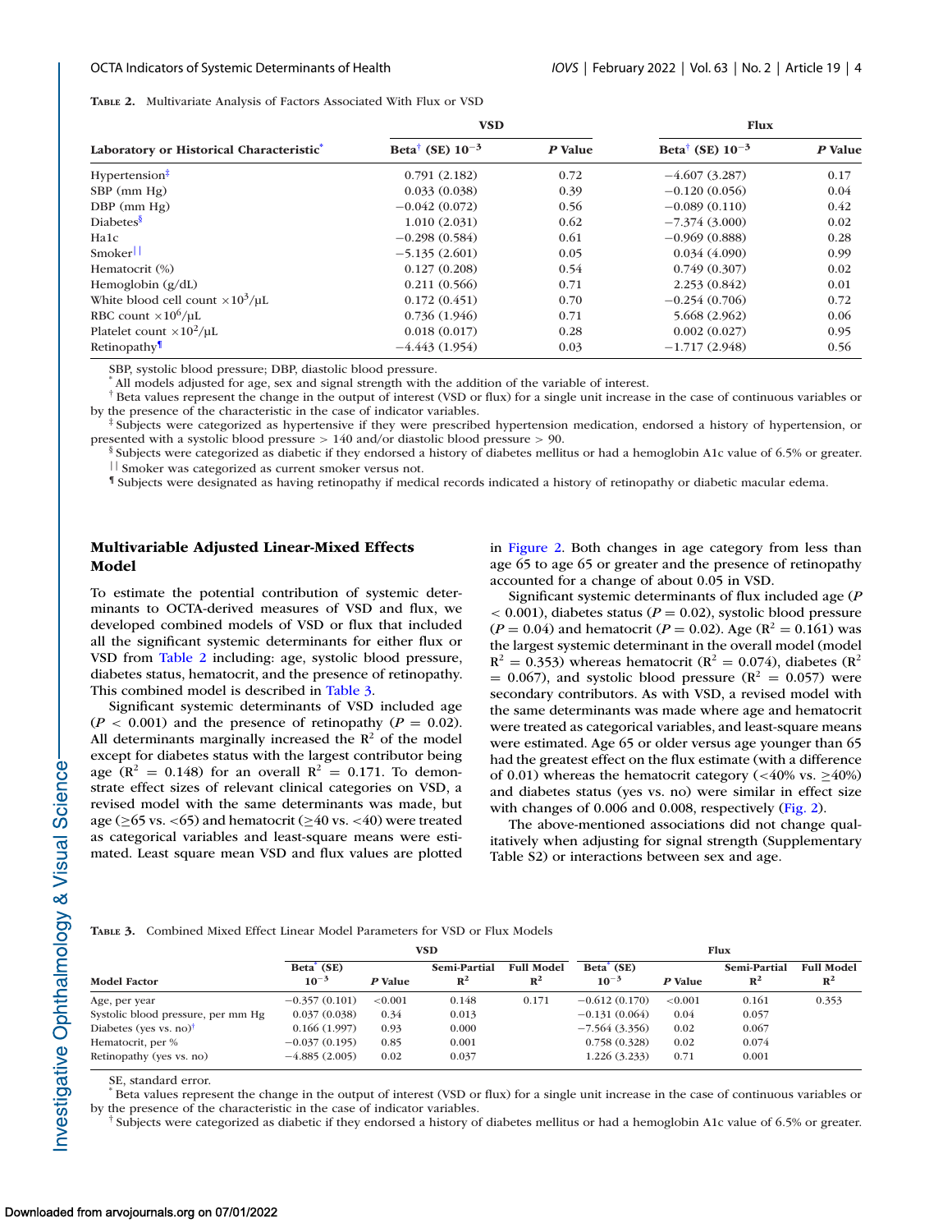**TABLE 2.** Multivariate Analysis of Factors Associated With Flux or VSD

| Laboratory or Historical Characteristic* | VSD | | Flux | |
|---|---|---|---|---|
| | Beta† (SE) $10^{-3}$ | *P* Value | Beta† (SE) $10^{-3}$ | *P* Value |
| Hypertension‡ | 0.791 (2.182) | 0.72 | −4.607 (3.287) | 0.17 |
| SBP (mm Hg) | 0.033 (0.038) | 0.39 | −0.120 (0.056) | 0.04 |
| DBP (mm Hg) | −0.042 (0.072) | 0.56 | −0.089 (0.110) | 0.42 |
| Diabetes§ | 1.010 (2.031) | 0.62 | −7.374 (3.000) | 0.02 |
| Ha1c | −0.298 (0.584) | 0.61 | −0.969 (0.888) | 0.28 |
| Smoker‖ | −5.135 (2.601) | 0.05 | 0.034 (4.090) | 0.99 |
| Hematocrit (%) | 0.127 (0.208) | 0.54 | 0.749 (0.307) | 0.02 |
| Hemoglobin (g/dL) | 0.211 (0.566) | 0.71 | 2.253 (0.842) | 0.01 |
| White blood cell count $\times 10^3/\mu L$ | 0.172 (0.451) | 0.70 | −0.254 (0.706) | 0.72 |
| RBC count $\times 10^6/\mu L$ | 0.736 (1.946) | 0.71 | 5.668 (2.962) | 0.06 |
| Platelet count $\times 10^2/\mu L$ | 0.018 (0.017) | 0.28 | 0.002 (0.027) | 0.95 |
| Retinopathy¶ | −4.443 (1.954) | 0.03 | −1.717 (2.948) | 0.56 |

SBP, systolic blood pressure; DBP, diastolic blood pressure.

\* All models adjusted for age, sex and signal strength with the addition of the variable of interest.

† Beta values represent the change in the output of interest (VSD or flux) for a single unit increase in the case of continuous variables or by the presence of the characteristic in the case of indicator variables.

‡ Subjects were categorized as hypertensive if they were prescribed hypertension medication, endorsed a history of hypertension, or presented with a systolic blood pressure > 140 and/or diastolic blood pressure > 90.

§ Subjects were categorized as diabetic if they endorsed a history of diabetes mellitus or had a hemoglobin A1c value of 6.5% or greater.

‖ Smoker was categorized as current smoker versus not.

¶ Subjects were designated as having retinopathy if medical records indicated a history of retinopathy or diabetic macular edema.

## Multivariable Adjusted Linear-Mixed Effects Model

To estimate the potential contribution of systemic determinants to OCTA-derived measures of VSD and flux, we developed combined models of VSD or flux that included all the significant systemic determinants for either flux or VSD from Table 2 including: age, systolic blood pressure, diabetes status, hematocrit, and the presence of retinopathy. This combined model is described in Table 3.

Significant systemic determinants of VSD included age ($P < 0.001$) and the presence of retinopathy ($P = 0.02$). All determinants marginally increased the $R^2$ of the model except for diabetes status with the largest contributor being age ($R^2 = 0.148$) for an overall $R^2 = 0.171$. To demonstrate effect sizes of relevant clinical categories on VSD, a revised model with the same determinants was made, but age (≥65 vs. <65) and hematocrit (≥40 vs. <40) were treated as categorical variables and least-square means were estimated. Least square mean VSD and flux values are plotted in Figure 2. Both changes in age category from less than age 65 to age 65 or greater and the presence of retinopathy accounted for a change of about 0.05 in VSD.

Significant systemic determinants of flux included age ($P < 0.001$), diabetes status ($P = 0.02$), systolic blood pressure ($P = 0.04$) and hematocrit ($P = 0.02$). Age ($R^2 = 0.161$) was the largest systemic determinant in the overall model (model $R^2 = 0.353$) whereas hematocrit ($R^2 = 0.074$), diabetes ($R^2 = 0.067$), and systolic blood pressure ($R^2 = 0.057$) were secondary contributors. As with VSD, a revised model with the same determinants was made where age and hematocrit were treated as categorical variables, and least-square means were estimated. Age 65 or older versus age younger than 65 had the greatest effect on the flux estimate (with a difference of 0.01) whereas the hematocrit category (<40% vs. ≥40%) and diabetes status (yes vs. no) were similar in effect size with changes of 0.006 and 0.008, respectively (Fig. 2).

The above-mentioned associations did not change qualitatively when adjusting for signal strength (Supplementary Table S2) or interactions between sex and age.

**TABLE 3.** Combined Mixed Effect Linear Model Parameters for VSD or Flux Models

| Model Factor | VSD | | | | Flux | | | |
|---|---|---|---|---|---|---|---|---|
| | Beta* (SE) $10^{-3}$ | *P* Value | Semi-Partial $R^2$ | Full Model $R^2$ | Beta* (SE) $10^{-3}$ | *P* Value | Semi-Partial $R^2$ | Full Model $R^2$ |
| Age, per year | −0.357 (0.101) | <0.001 | 0.148 | 0.171 | −0.612 (0.170) | <0.001 | 0.161 | 0.353 |
| Systolic blood pressure, per mm Hg | 0.037 (0.038) | 0.34 | 0.013 | | −0.131 (0.064) | 0.04 | 0.057 | |
| Diabetes (yes vs. no)† | 0.166 (1.997) | 0.93 | 0.000 | | −7.564 (3.356) | 0.02 | 0.067 | |
| Hematocrit, per % | −0.037 (0.195) | 0.85 | 0.001 | | 0.758 (0.328) | 0.02 | 0.074 | |
| Retinopathy (yes vs. no) | −4.885 (2.005) | 0.02 | 0.037 | | 1.226 (3.233) | 0.71 | 0.001 | |

SE, standard error.

\* Beta values represent the change in the output of interest (VSD or flux) for a single unit increase in the case of continuous variables or by the presence of the characteristic in the case of indicator variables.

† Subjects were categorized as diabetic if they endorsed a history of diabetes mellitus or had a hemoglobin A1c value of 6.5% or greater.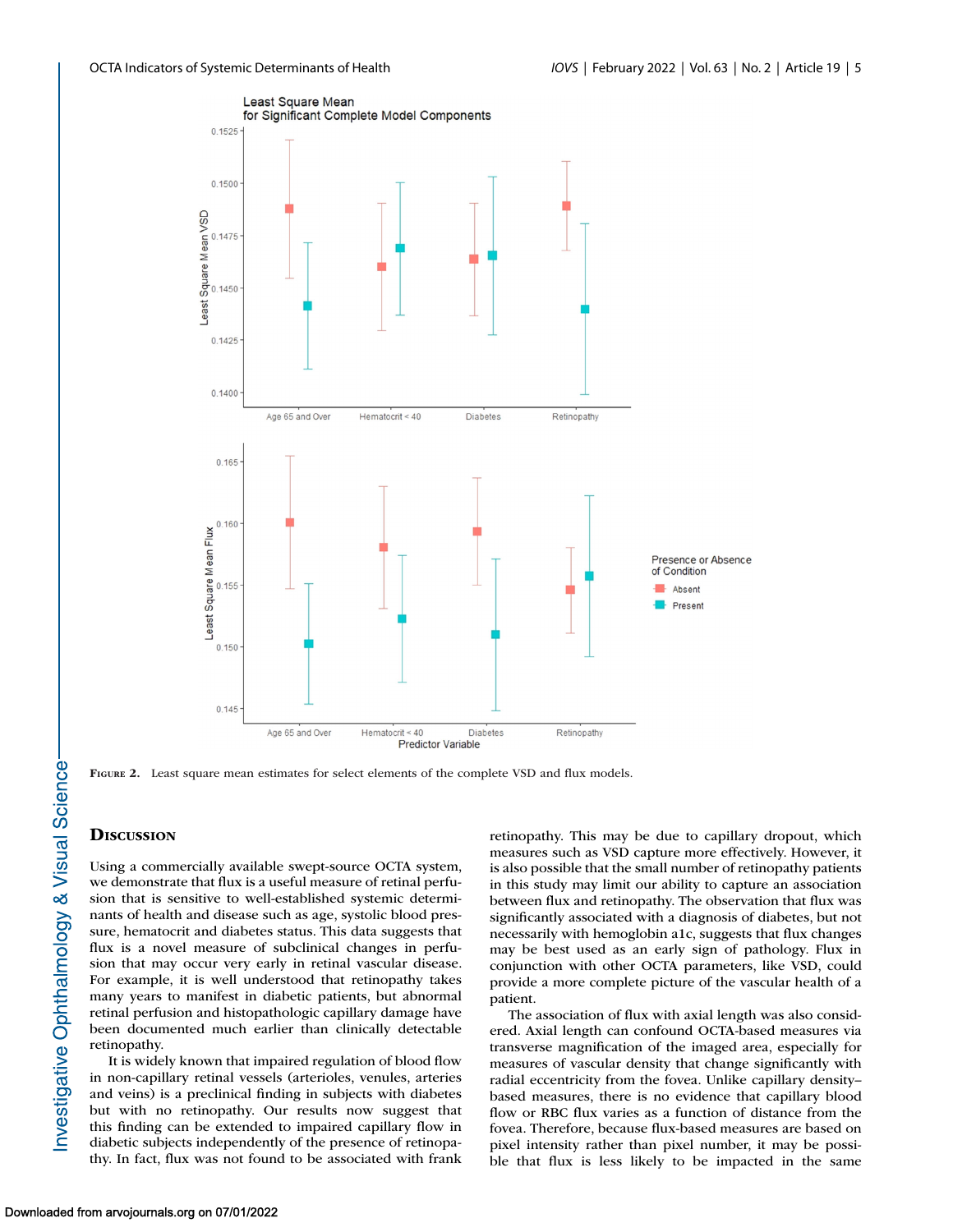**Figure 2.** Least square mean estimates for select elements of the complete VSD and flux models.

## Discussion

Using a commercially available swept-source OCTA system, we demonstrate that flux is a useful measure of retinal perfusion that is sensitive to well-established systemic determinants of health and disease such as age, systolic blood pressure, hematocrit and diabetes status. This data suggests that flux is a novel measure of subclinical changes in perfusion that may occur very early in retinal vascular disease. For example, it is well understood that retinopathy takes many years to manifest in diabetic patients, but abnormal retinal perfusion and histopathologic capillary damage have been documented much earlier than clinically detectable retinopathy.

It is widely known that impaired regulation of blood flow in non-capillary retinal vessels (arterioles, venules, arteries and veins) is a preclinical finding in subjects with diabetes but with no retinopathy. Our results now suggest that this finding can be extended to impaired capillary flow in diabetic subjects independently of the presence of retinopathy. In fact, flux was not found to be associated with frank retinopathy. This may be due to capillary dropout, which measures such as VSD capture more effectively. However, it is also possible that the small number of retinopathy patients in this study may limit our ability to capture an association between flux and retinopathy. The observation that flux was significantly associated with a diagnosis of diabetes, but not necessarily with hemoglobin a1c, suggests that flux changes may be best used as an early sign of pathology. Flux in conjunction with other OCTA parameters, like VSD, could provide a more complete picture of the vascular health of a patient.

The association of flux with axial length was also considered. Axial length can confound OCTA-based measures via transverse magnification of the imaged area, especially for measures of vascular density that change significantly with radial eccentricity from the fovea. Unlike capillary density–based measures, there is no evidence that capillary blood flow or RBC flux varies as a function of distance from the fovea. Therefore, because flux-based measures are based on pixel intensity rather than pixel number, it may be possible that flux is less likely to be impacted in the same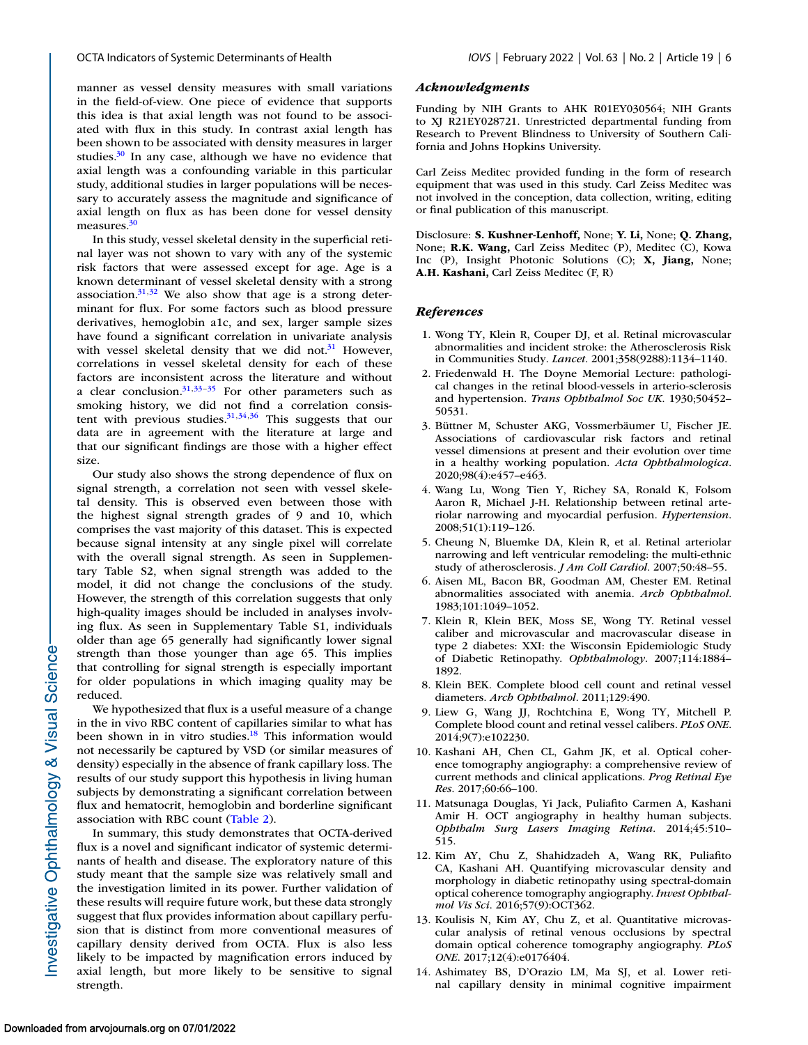manner as vessel density measures with small variations in the field-of-view. One piece of evidence that supports this idea is that axial length was not found to be associated with flux in this study. In contrast axial length has been shown to be associated with density measures in larger studies.[30] In any case, although we have no evidence that axial length was a confounding variable in this particular study, additional studies in larger populations will be necessary to accurately assess the magnitude and significance of axial length on flux as has been done for vessel density measures.[30]

In this study, vessel skeletal density in the superficial retinal layer was not shown to vary with any of the systemic risk factors that were assessed except for age. Age is a known determinant of vessel skeletal density with a strong association.[31,32] We also show that age is a strong determinant for flux. For some factors such as blood pressure derivatives, hemoglobin a1c, and sex, larger sample sizes have found a significant correlation in univariate analysis with vessel skeletal density that we did not.[31] However, correlations in vessel skeletal density for each of these factors are inconsistent across the literature and without a clear conclusion.[31,33–35] For other parameters such as smoking history, we did not find a correlation consistent with previous studies.[31,34,36] This suggests that our data are in agreement with the literature at large and that our significant findings are those with a higher effect size.

Our study also shows the strong dependence of flux on signal strength, a correlation not seen with vessel skeletal density. This is observed even between those with the highest signal strength grades of 9 and 10, which comprises the vast majority of this dataset. This is expected because signal intensity at any single pixel will correlate with the overall signal strength. As seen in Supplementary Table S2, when signal strength was added to the model, it did not change the conclusions of the study. However, the strength of this correlation suggests that only high-quality images should be included in analyses involving flux. As seen in Supplementary Table S1, individuals older than age 65 generally had significantly lower signal strength than those younger than age 65. This implies that controlling for signal strength is especially important for older populations in which imaging quality may be reduced.

We hypothesized that flux is a useful measure of a change in the in vivo RBC content of capillaries similar to what has been shown in in vitro studies.[18] This information would not necessarily be captured by VSD (or similar measures of density) especially in the absence of frank capillary loss. The results of our study support this hypothesis in living human subjects by demonstrating a significant correlation between flux and hematocrit, hemoglobin and borderline significant association with RBC count (Table 2).

In summary, this study demonstrates that OCTA-derived flux is a novel and significant indicator of systemic determinants of health and disease. The exploratory nature of this study meant that the sample size was relatively small and the investigation limited in its power. Further validation of these results will require future work, but these data strongly suggest that flux provides information about capillary perfusion that is distinct from more conventional measures of capillary density derived from OCTA. Flux is also less likely to be impacted by magnification errors induced by axial length, but more likely to be sensitive to signal strength.

### *Acknowledgments*

Funding by NIH Grants to AHK R01EY030564; NIH Grants to XJ R21EY028721. Unrestricted departmental funding from Research to Prevent Blindness to University of Southern California and Johns Hopkins University.

Carl Zeiss Meditec provided funding in the form of research equipment that was used in this study. Carl Zeiss Meditec was not involved in the conception, data collection, writing, editing or final publication of this manuscript.

Disclosure: **S. Kushner-Lenhoff,** None; **Y. Li,** None; **Q. Zhang,** None; **R.K. Wang,** Carl Zeiss Meditec (P), Meditec (C), Kowa Inc (P), Insight Photonic Solutions (C); **X, Jiang,** None; **A.H. Kashani,** Carl Zeiss Meditec (F, R)

### *References*

1. Wong TY, Klein R, Couper DJ, et al. Retinal microvascular abnormalities and incident stroke: the Atherosclerosis Risk in Communities Study. *Lancet*. 2001;358(9288):1134–1140.
2. Friedenwald H. The Doyne Memorial Lecture: pathological changes in the retinal blood-vessels in arterio-sclerosis and hypertension. *Trans Ophthalmol Soc UK*. 1930;50452–50531.
3. Büttner M, Schuster AKG, Vossmerbäumer U, Fischer JE. Associations of cardiovascular risk factors and retinal vessel dimensions at present and their evolution over time in a healthy working population. *Acta Ophthalmologica*. 2020;98(4):e457–e463.
4. Wang Lu, Wong Tien Y, Richey SA, Ronald K, Folsom Aaron R, Michael J-H. Relationship between retinal arteriolar narrowing and myocardial perfusion. *Hypertension*. 2008;51(1):119–126.
5. Cheung N, Bluemke DA, Klein R, et al. Retinal arteriolar narrowing and left ventricular remodeling: the multi-ethnic study of atherosclerosis. *J Am Coll Cardiol*. 2007;50:48–55.
6. Aisen ML, Bacon BR, Goodman AM, Chester EM. Retinal abnormalities associated with anemia. *Arch Ophthalmol*. 1983;101:1049–1052.
7. Klein R, Klein BEK, Moss SE, Wong TY. Retinal vessel caliber and microvascular and macrovascular disease in type 2 diabetes: XXI: the Wisconsin Epidemiologic Study of Diabetic Retinopathy. *Ophthalmology*. 2007;114:1884–1892.
8. Klein BEK. Complete blood cell count and retinal vessel diameters. *Arch Ophthalmol*. 2011;129:490.
9. Liew G, Wang JJ, Rochtchina E, Wong TY, Mitchell P. Complete blood count and retinal vessel calibers. *PLoS ONE*. 2014;9(7):e102230.
10. Kashani AH, Chen CL, Gahm JK, et al. Optical coherence tomography angiography: a comprehensive review of current methods and clinical applications. *Prog Retinal Eye Res*. 2017;60:66–100.
11. Matsunaga Douglas, Yi Jack, Puliafito Carmen A, Kashani Amir H. OCT angiography in healthy human subjects. *Ophthalm Surg Lasers Imaging Retina*. 2014;45:510–515.
12. Kim AY, Chu Z, Shahidzadeh A, Wang RK, Puliafito CA, Kashani AH. Quantifying microvascular density and morphology in diabetic retinopathy using spectral-domain optical coherence tomography angiography. *Invest Ophthalmol Vis Sci*. 2016;57(9):OCT362.
13. Koulisis N, Kim AY, Chu Z, et al. Quantitative microvascular analysis of retinal venous occlusions by spectral domain optical coherence tomography angiography. *PLoS ONE*. 2017;12(4):e0176404.
14. Ashimatey BS, D'Orazio LM, Ma SJ, et al. Lower retinal capillary density in minimal cognitive impairment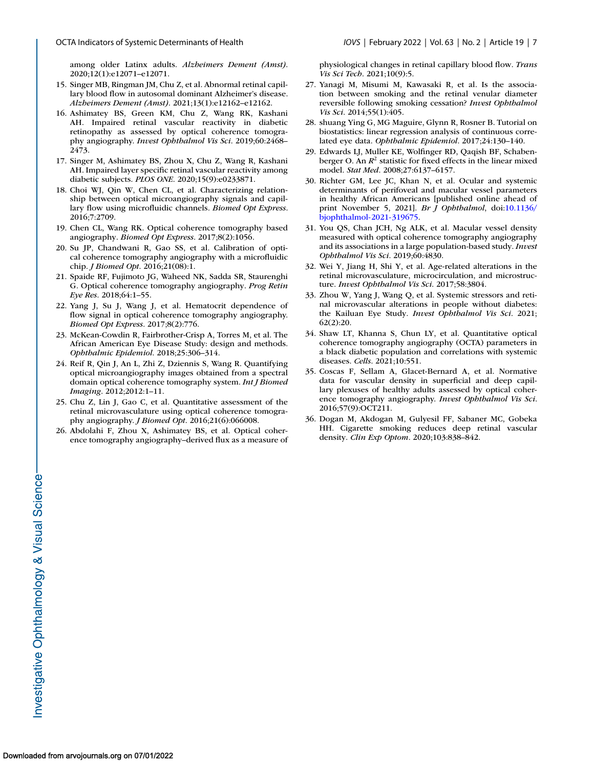among older Latinx adults. *Alzheimers Dement (Amst)*. 2020;12(1):e12071–e12071.

15. Singer MB, Ringman JM, Chu Z, et al. Abnormal retinal capillary blood flow in autosomal dominant Alzheimer's disease. *Alzheimers Dement (Amst)*. 2021;13(1):e12162–e12162.
16. Ashimatey BS, Green KM, Chu Z, Wang RK, Kashani AH. Impaired retinal vascular reactivity in diabetic retinopathy as assessed by optical coherence tomography angiography. *Invest Ophthalmol Vis Sci*. 2019;60:2468–2473.
17. Singer M, Ashimatey BS, Zhou X, Chu Z, Wang R, Kashani AH. Impaired layer specific retinal vascular reactivity among diabetic subjects. *PLOS ONE*. 2020;15(9):e0233871.
18. Choi WJ, Qin W, Chen CL, et al. Characterizing relationship between optical microangiography signals and capillary flow using microfluidic channels. *Biomed Opt Express*. 2016;7:2709.
19. Chen CL, Wang RK. Optical coherence tomography based angiography. *Biomed Opt Express*. 2017;8(2):1056.
20. Su JP, Chandwani R, Gao SS, et al. Calibration of optical coherence tomography angiography with a microfluidic chip. *J Biomed Opt*. 2016;21(08):1.
21. Spaide RF, Fujimoto JG, Waheed NK, Sadda SR, Staurenghi G. Optical coherence tomography angiography. *Prog Retin Eye Res*. 2018;64:1–55.
22. Yang J, Su J, Wang J, et al. Hematocrit dependence of flow signal in optical coherence tomography angiography. *Biomed Opt Express*. 2017;8(2):776.
23. McKean-Cowdin R, Fairbrother-Crisp A, Torres M, et al. The African American Eye Disease Study: design and methods. *Ophthalmic Epidemiol*. 2018;25:306–314.
24. Reif R, Qin J, An L, Zhi Z, Dziennis S, Wang R. Quantifying optical microangiography images obtained from a spectral domain optical coherence tomography system. *Int J Biomed Imaging*. 2012;2012:1–11.
25. Chu Z, Lin J, Gao C, et al. Quantitative assessment of the retinal microvasculature using optical coherence tomography angiography. *J Biomed Opt*. 2016;21(6):066008.
26. Abdolahi F, Zhou X, Ashimatey BS, et al. Optical coherence tomography angiography–derived flux as a measure of physiological changes in retinal capillary blood flow. *Trans Vis Sci Tech*. 2021;10(9):5.
27. Yanagi M, Misumi M, Kawasaki R, et al. Is the association between smoking and the retinal venular diameter reversible following smoking cessation? *Invest Ophthalmol Vis Sci*. 2014;55(1):405.
28. shuang Ying G, MG Maguire, Glynn R, Rosner B. Tutorial on biostatistics: linear regression analysis of continuous correlated eye data. *Ophthalmic Epidemiol*. 2017;24:130–140.
29. Edwards LJ, Muller KE, Wolfinger RD, Qaqish BF, Schabenberger O. An $R^2$ statistic for fixed effects in the linear mixed model. *Stat Med*. 2008;27:6137–6157.
30. Richter GM, Lee JC, Khan N, et al. Ocular and systemic determinants of perifoveal and macular vessel parameters in healthy African Americans [published online ahead of print November 5, 2021]. *Br J Ophthalmol*, doi:10.1136/bjophthalmol-2021-319675.
31. You QS, Chan JCH, Ng ALK, et al. Macular vessel density measured with optical coherence tomography angiography and its associations in a large population-based study. *Invest Ophthalmol Vis Sci*. 2019;60:4830.
32. Wei Y, Jiang H, Shi Y, et al. Age-related alterations in the retinal microvasculature, microcirculation, and microstructure. *Invest Ophthalmol Vis Sci*. 2017;58:3804.
33. Zhou W, Yang J, Wang Q, et al. Systemic stressors and retinal microvascular alterations in people without diabetes: the Kailuan Eye Study. *Invest Ophthalmol Vis Sci*. 2021;62(2):20.
34. Shaw LT, Khanna S, Chun LY, et al. Quantitative optical coherence tomography angiography (OCTA) parameters in a black diabetic population and correlations with systemic diseases. *Cells*. 2021;10:551.
35. Coscas F, Sellam A, Glacet-Bernard A, et al. Normative data for vascular density in superficial and deep capillary plexuses of healthy adults assessed by optical coherence tomography angiography. *Invest Ophthalmol Vis Sci*. 2016;57(9):OCT211.
36. Dogan M, Akdogan M, Gulyesil FF, Sabaner MC, Gobeka HH. Cigarette smoking reduces deep retinal vascular density. *Clin Exp Optom*. 2020;103:838–842.